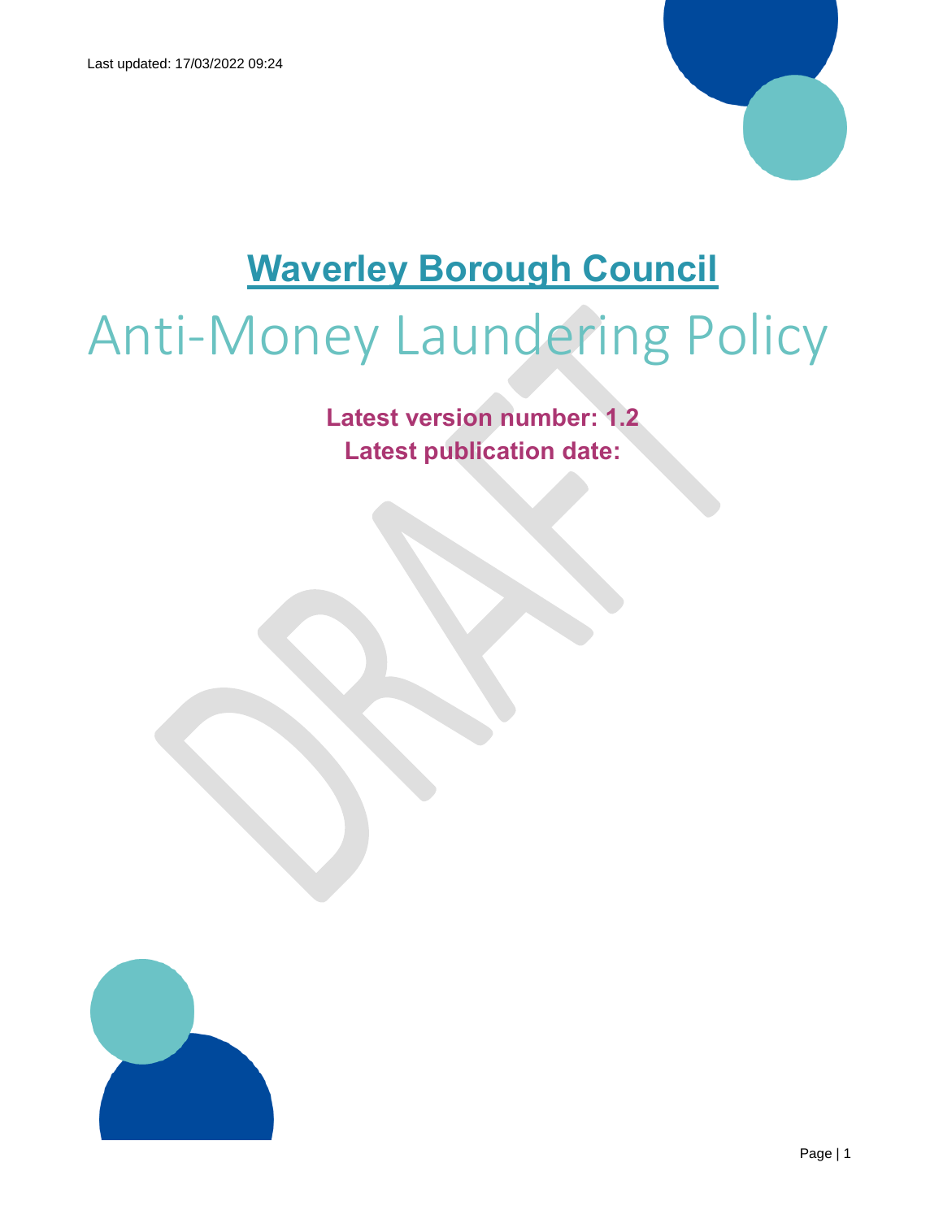Last updated: 17/03/2022 09:24

# Waverley Borough Council

# Anti-Money Laundering Policy

**Latest version number: 1.2**
**Latest publication date:**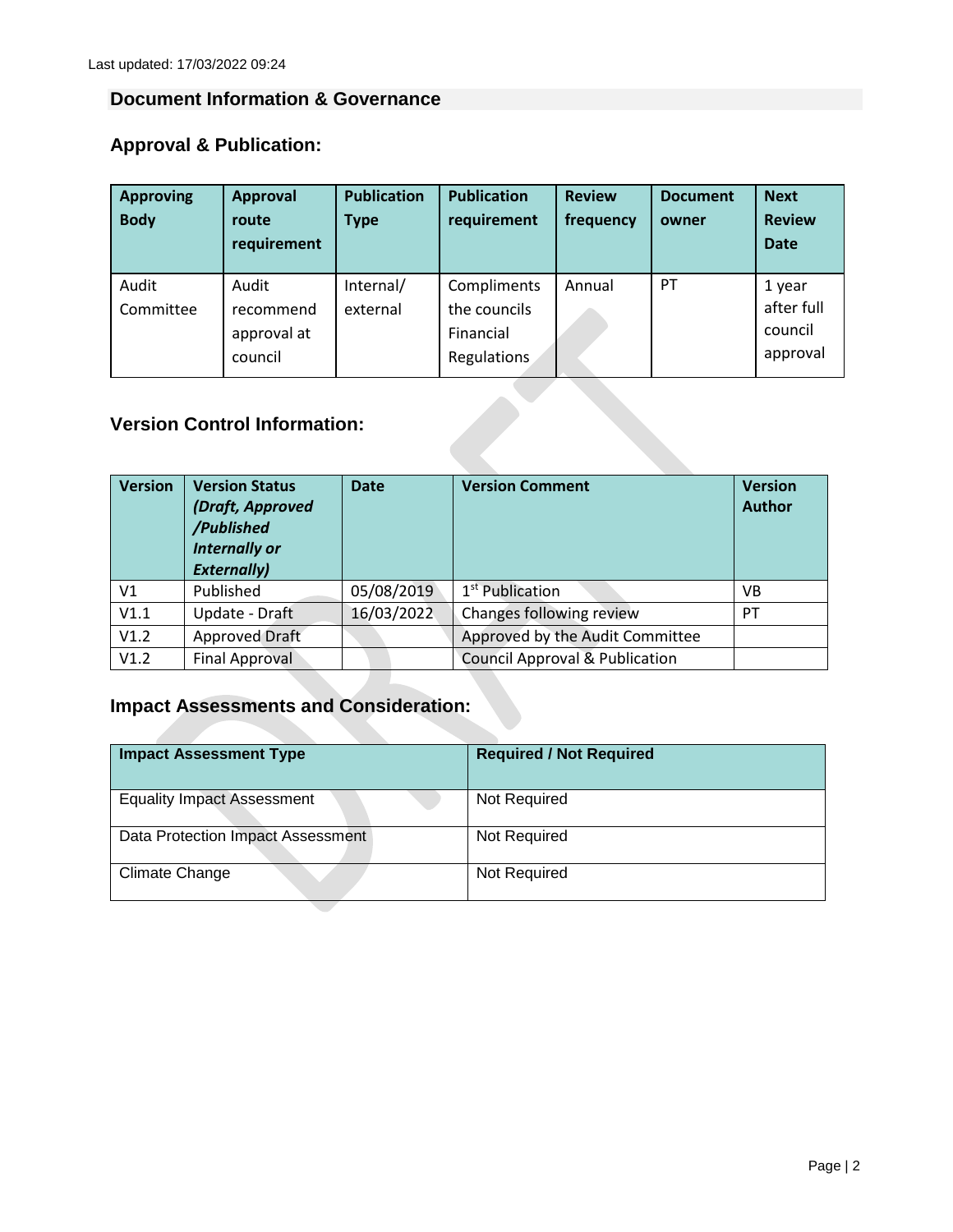Last updated: 17/03/2022 09:24

## Document Information & Governance

### Approval & Publication:

| Approving Body | Approval route requirement | Publication Type | Publication requirement | Review frequency | Document owner | Next Review Date |
|---|---|---|---|---|---|---|
| Audit Committee | Audit recommend approval at council | Internal/ external | Compliments the councils Financial Regulations | Annual | PT | 1 year after full council approval |

### Version Control Information:

| Version | Version Status *(Draft, Approved /Published Internally or Externally)* | Date | Version Comment | Version Author |
|---|---|---|---|---|
| V1 | Published | 05/08/2019 | 1st Publication | VB |
| V1.1 | Update - Draft | 16/03/2022 | Changes following review | PT |
| V1.2 | Approved Draft | | Approved by the Audit Committee | |
| V1.2 | Final Approval | | Council Approval & Publication | |

### Impact Assessments and Consideration:

| Impact Assessment Type | Required / Not Required |
|---|---|
| Equality Impact Assessment | Not Required |
| Data Protection Impact Assessment | Not Required |
| Climate Change | Not Required |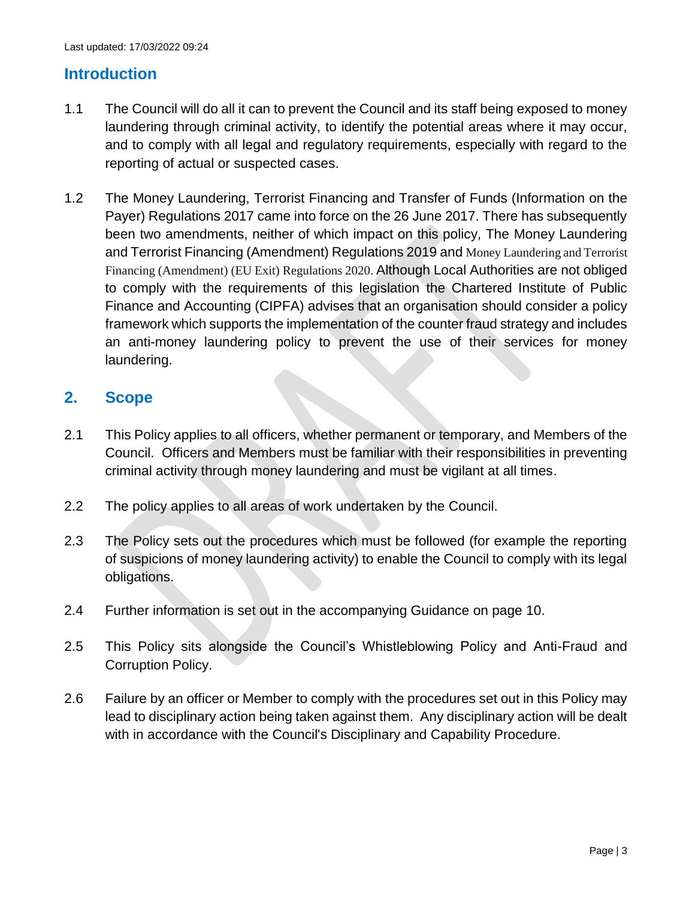Last updated: 17/03/2022 09:24

## Introduction

1.1 The Council will do all it can to prevent the Council and its staff being exposed to money laundering through criminal activity, to identify the potential areas where it may occur, and to comply with all legal and regulatory requirements, especially with regard to the reporting of actual or suspected cases.

1.2 The Money Laundering, Terrorist Financing and Transfer of Funds (Information on the Payer) Regulations 2017 came into force on the 26 June 2017. There has subsequently been two amendments, neither of which impact on this policy, The Money Laundering and Terrorist Financing (Amendment) Regulations 2019 and Money Laundering and Terrorist Financing (Amendment) (EU Exit) Regulations 2020. Although Local Authorities are not obliged to comply with the requirements of this legislation the Chartered Institute of Public Finance and Accounting (CIPFA) advises that an organisation should consider a policy framework which supports the implementation of the counter fraud strategy and includes an anti-money laundering policy to prevent the use of their services for money laundering.

## 2. Scope

2.1 This Policy applies to all officers, whether permanent or temporary, and Members of the Council. Officers and Members must be familiar with their responsibilities in preventing criminal activity through money laundering and must be vigilant at all times.

2.2 The policy applies to all areas of work undertaken by the Council.

2.3 The Policy sets out the procedures which must be followed (for example the reporting of suspicions of money laundering activity) to enable the Council to comply with its legal obligations.

2.4 Further information is set out in the accompanying Guidance on page 10.

2.5 This Policy sits alongside the Council's Whistleblowing Policy and Anti-Fraud and Corruption Policy.

2.6 Failure by an officer or Member to comply with the procedures set out in this Policy may lead to disciplinary action being taken against them. Any disciplinary action will be dealt with in accordance with the Council's Disciplinary and Capability Procedure.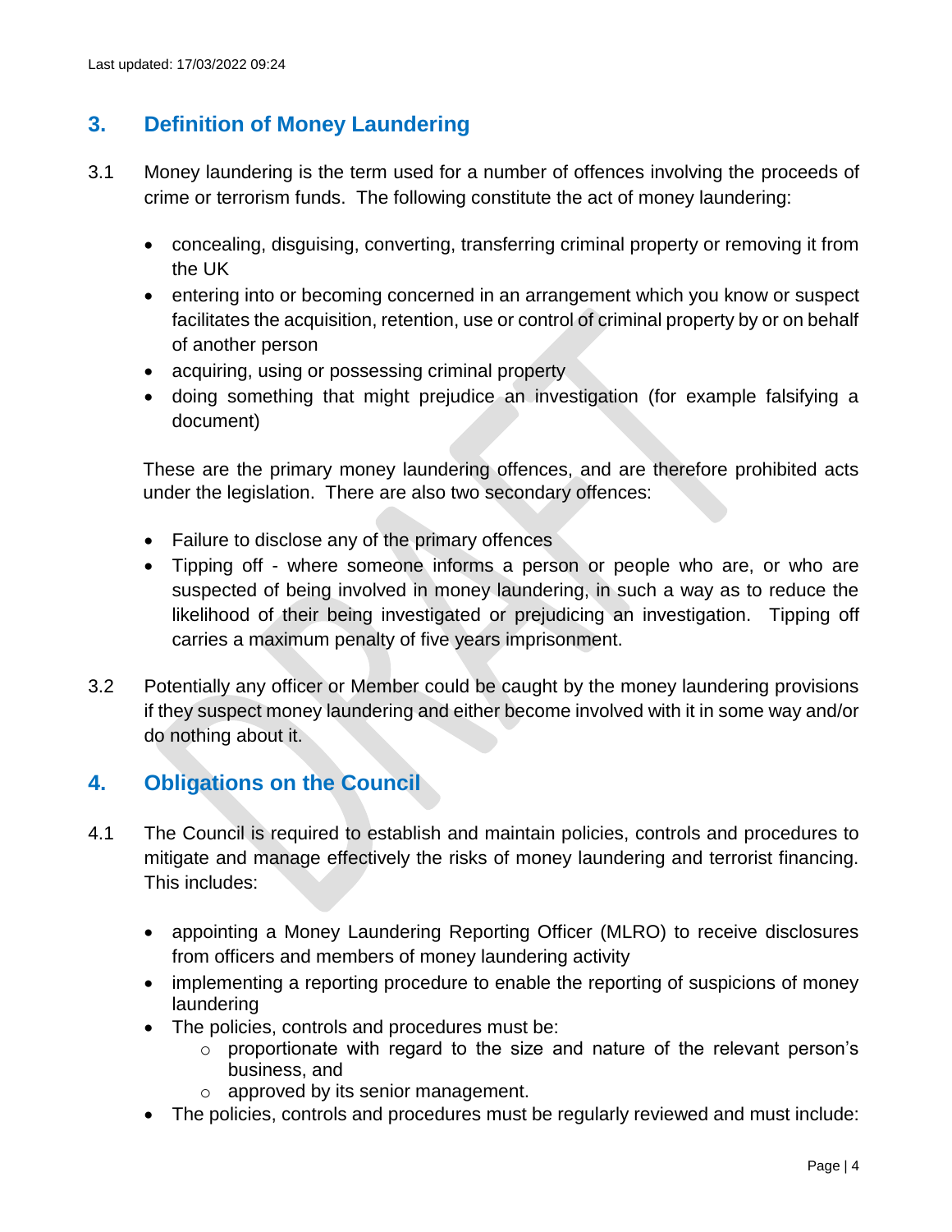## 3. Definition of Money Laundering

3.1 Money laundering is the term used for a number of offences involving the proceeds of crime or terrorism funds. The following constitute the act of money laundering:

- concealing, disguising, converting, transferring criminal property or removing it from the UK
- entering into or becoming concerned in an arrangement which you know or suspect facilitates the acquisition, retention, use or control of criminal property by or on behalf of another person
- acquiring, using or possessing criminal property
- doing something that might prejudice an investigation (for example falsifying a document)

These are the primary money laundering offences, and are therefore prohibited acts under the legislation. There are also two secondary offences:

- Failure to disclose any of the primary offences
- Tipping off - where someone informs a person or people who are, or who are suspected of being involved in money laundering, in such a way as to reduce the likelihood of their being investigated or prejudicing an investigation. Tipping off carries a maximum penalty of five years imprisonment.

3.2 Potentially any officer or Member could be caught by the money laundering provisions if they suspect money laundering and either become involved with it in some way and/or do nothing about it.

## 4. Obligations on the Council

4.1 The Council is required to establish and maintain policies, controls and procedures to mitigate and manage effectively the risks of money laundering and terrorist financing. This includes:

- appointing a Money Laundering Reporting Officer (MLRO) to receive disclosures from officers and members of money laundering activity
- implementing a reporting procedure to enable the reporting of suspicions of money laundering
- The policies, controls and procedures must be:
    - proportionate with regard to the size and nature of the relevant person's business, and
    - approved by its senior management.
- The policies, controls and procedures must be regularly reviewed and must include: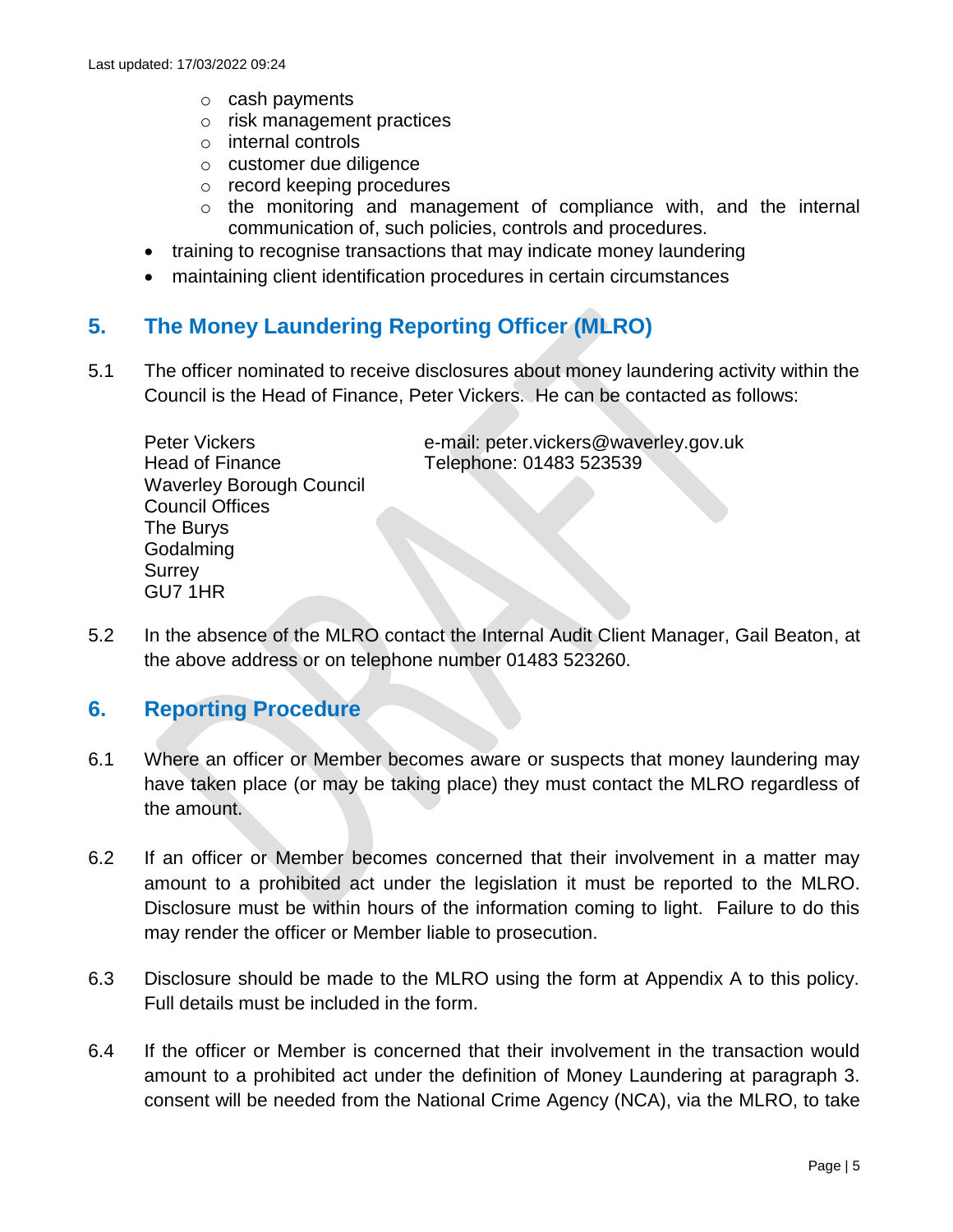- cash payments
  - risk management practices
  - internal controls
  - customer due diligence
  - record keeping procedures
  - the monitoring and management of compliance with, and the internal communication of, such policies, controls and procedures.
- training to recognise transactions that may indicate money laundering
- maintaining client identification procedures in certain circumstances

## 5. The Money Laundering Reporting Officer (MLRO)

5.1 The officer nominated to receive disclosures about money laundering activity within the Council is the Head of Finance, Peter Vickers. He can be contacted as follows:

Peter Vickers
Head of Finance
Waverley Borough Council
Council Offices
The Burys
Godalming
Surrey
GU7 1HR

e-mail: peter.vickers@waverley.gov.uk
Telephone: 01483 523539

5.2 In the absence of the MLRO contact the Internal Audit Client Manager, Gail Beaton, at the above address or on telephone number 01483 523260.

## 6. Reporting Procedure

6.1 Where an officer or Member becomes aware or suspects that money laundering may have taken place (or may be taking place) they must contact the MLRO regardless of the amount.

6.2 If an officer or Member becomes concerned that their involvement in a matter may amount to a prohibited act under the legislation it must be reported to the MLRO. Disclosure must be within hours of the information coming to light. Failure to do this may render the officer or Member liable to prosecution.

6.3 Disclosure should be made to the MLRO using the form at Appendix A to this policy. Full details must be included in the form.

6.4 If the officer or Member is concerned that their involvement in the transaction would amount to a prohibited act under the definition of Money Laundering at paragraph 3. consent will be needed from the National Crime Agency (NCA), via the MLRO, to take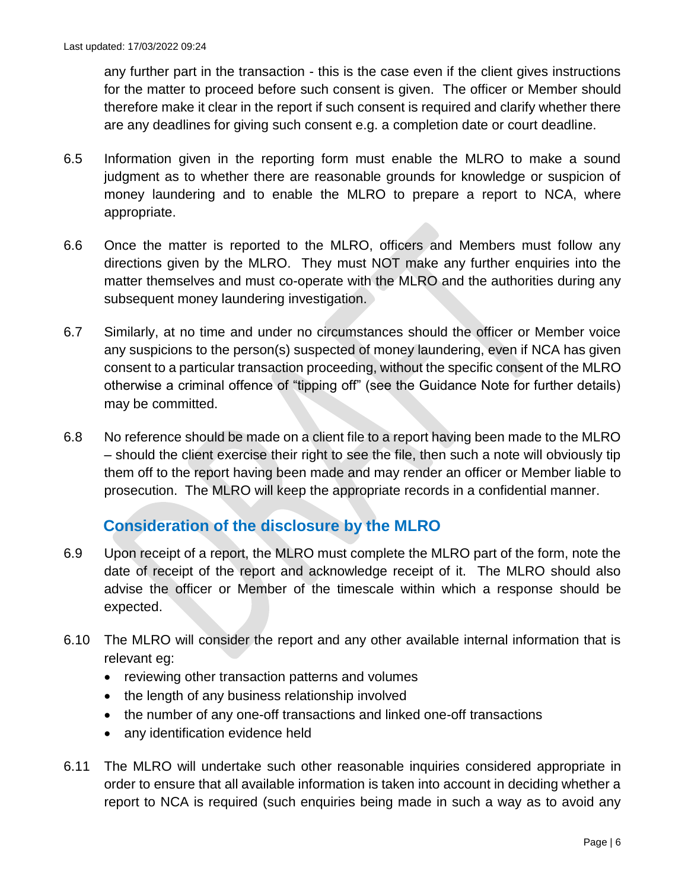any further part in the transaction - this is the case even if the client gives instructions for the matter to proceed before such consent is given. The officer or Member should therefore make it clear in the report if such consent is required and clarify whether there are any deadlines for giving such consent e.g. a completion date or court deadline.

6.5 Information given in the reporting form must enable the MLRO to make a sound judgment as to whether there are reasonable grounds for knowledge or suspicion of money laundering and to enable the MLRO to prepare a report to NCA, where appropriate.

6.6 Once the matter is reported to the MLRO, officers and Members must follow any directions given by the MLRO. They must NOT make any further enquiries into the matter themselves and must co-operate with the MLRO and the authorities during any subsequent money laundering investigation.

6.7 Similarly, at no time and under no circumstances should the officer or Member voice any suspicions to the person(s) suspected of money laundering, even if NCA has given consent to a particular transaction proceeding, without the specific consent of the MLRO otherwise a criminal offence of "tipping off" (see the Guidance Note for further details) may be committed.

6.8 No reference should be made on a client file to a report having been made to the MLRO – should the client exercise their right to see the file, then such a note will obviously tip them off to the report having been made and may render an officer or Member liable to prosecution. The MLRO will keep the appropriate records in a confidential manner.

## Consideration of the disclosure by the MLRO

6.9 Upon receipt of a report, the MLRO must complete the MLRO part of the form, note the date of receipt of the report and acknowledge receipt of it. The MLRO should also advise the officer or Member of the timescale within which a response should be expected.

6.10 The MLRO will consider the report and any other available internal information that is relevant eg:

- reviewing other transaction patterns and volumes
- the length of any business relationship involved
- the number of any one-off transactions and linked one-off transactions
- any identification evidence held

6.11 The MLRO will undertake such other reasonable inquiries considered appropriate in order to ensure that all available information is taken into account in deciding whether a report to NCA is required (such enquiries being made in such a way as to avoid any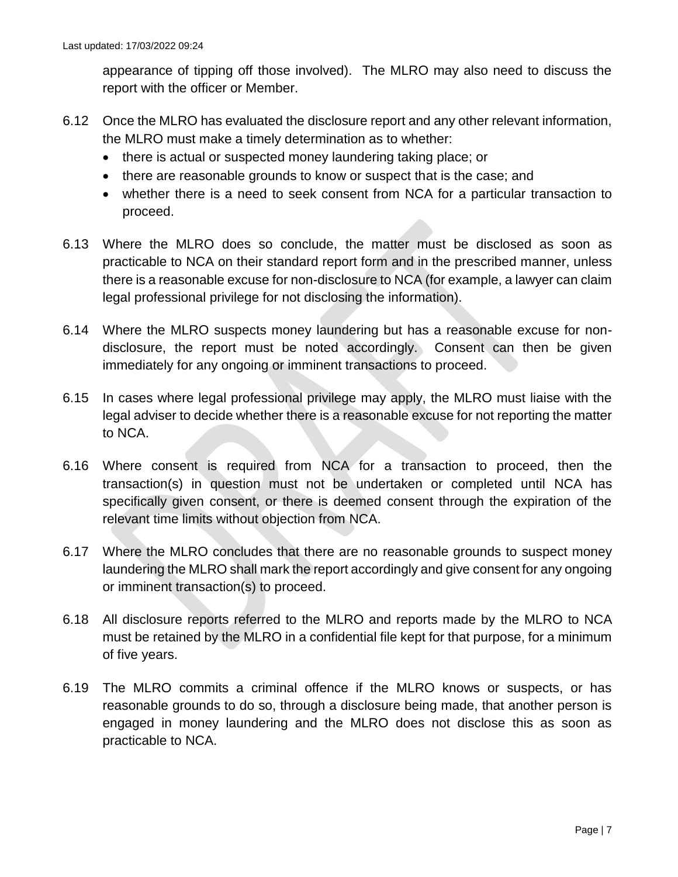appearance of tipping off those involved). The MLRO may also need to discuss the report with the officer or Member.

6.12 Once the MLRO has evaluated the disclosure report and any other relevant information, the MLRO must make a timely determination as to whether:

- there is actual or suspected money laundering taking place; or
- there are reasonable grounds to know or suspect that is the case; and
- whether there is a need to seek consent from NCA for a particular transaction to proceed.

6.13 Where the MLRO does so conclude, the matter must be disclosed as soon as practicable to NCA on their standard report form and in the prescribed manner, unless there is a reasonable excuse for non-disclosure to NCA (for example, a lawyer can claim legal professional privilege for not disclosing the information).

6.14 Where the MLRO suspects money laundering but has a reasonable excuse for non-disclosure, the report must be noted accordingly. Consent can then be given immediately for any ongoing or imminent transactions to proceed.

6.15 In cases where legal professional privilege may apply, the MLRO must liaise with the legal adviser to decide whether there is a reasonable excuse for not reporting the matter to NCA.

6.16 Where consent is required from NCA for a transaction to proceed, then the transaction(s) in question must not be undertaken or completed until NCA has specifically given consent, or there is deemed consent through the expiration of the relevant time limits without objection from NCA.

6.17 Where the MLRO concludes that there are no reasonable grounds to suspect money laundering the MLRO shall mark the report accordingly and give consent for any ongoing or imminent transaction(s) to proceed.

6.18 All disclosure reports referred to the MLRO and reports made by the MLRO to NCA must be retained by the MLRO in a confidential file kept for that purpose, for a minimum of five years.

6.19 The MLRO commits a criminal offence if the MLRO knows or suspects, or has reasonable grounds to do so, through a disclosure being made, that another person is engaged in money laundering and the MLRO does not disclose this as soon as practicable to NCA.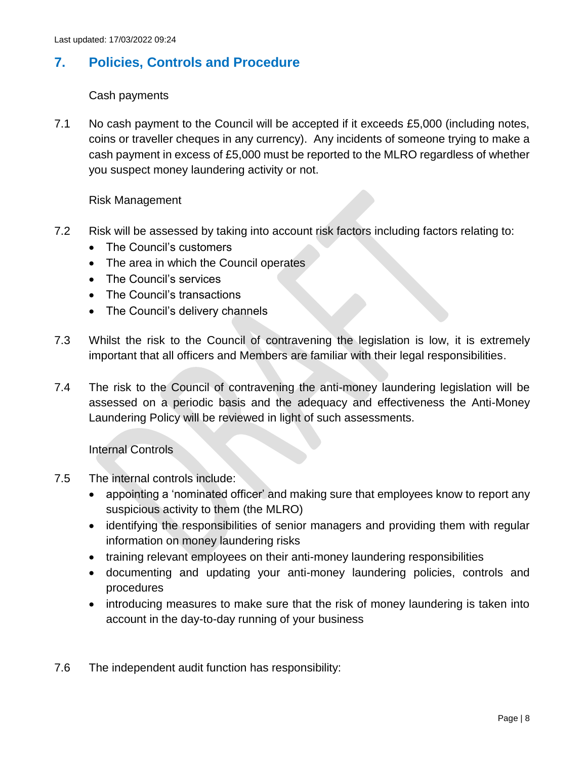## 7. Policies, Controls and Procedure

Cash payments

7.1 No cash payment to the Council will be accepted if it exceeds £5,000 (including notes, coins or traveller cheques in any currency). Any incidents of someone trying to make a cash payment in excess of £5,000 must be reported to the MLRO regardless of whether you suspect money laundering activity or not.

Risk Management

7.2 Risk will be assessed by taking into account risk factors including factors relating to:

- The Council's customers
- The area in which the Council operates
- The Council's services
- The Council's transactions
- The Council's delivery channels

7.3 Whilst the risk to the Council of contravening the legislation is low, it is extremely important that all officers and Members are familiar with their legal responsibilities.

7.4 The risk to the Council of contravening the anti-money laundering legislation will be assessed on a periodic basis and the adequacy and effectiveness the Anti-Money Laundering Policy will be reviewed in light of such assessments.

Internal Controls

7.5 The internal controls include:

- appointing a 'nominated officer' and making sure that employees know to report any suspicious activity to them (the MLRO)
- identifying the responsibilities of senior managers and providing them with regular information on money laundering risks
- training relevant employees on their anti-money laundering responsibilities
- documenting and updating your anti-money laundering policies, controls and procedures
- introducing measures to make sure that the risk of money laundering is taken into account in the day-to-day running of your business

7.6 The independent audit function has responsibility: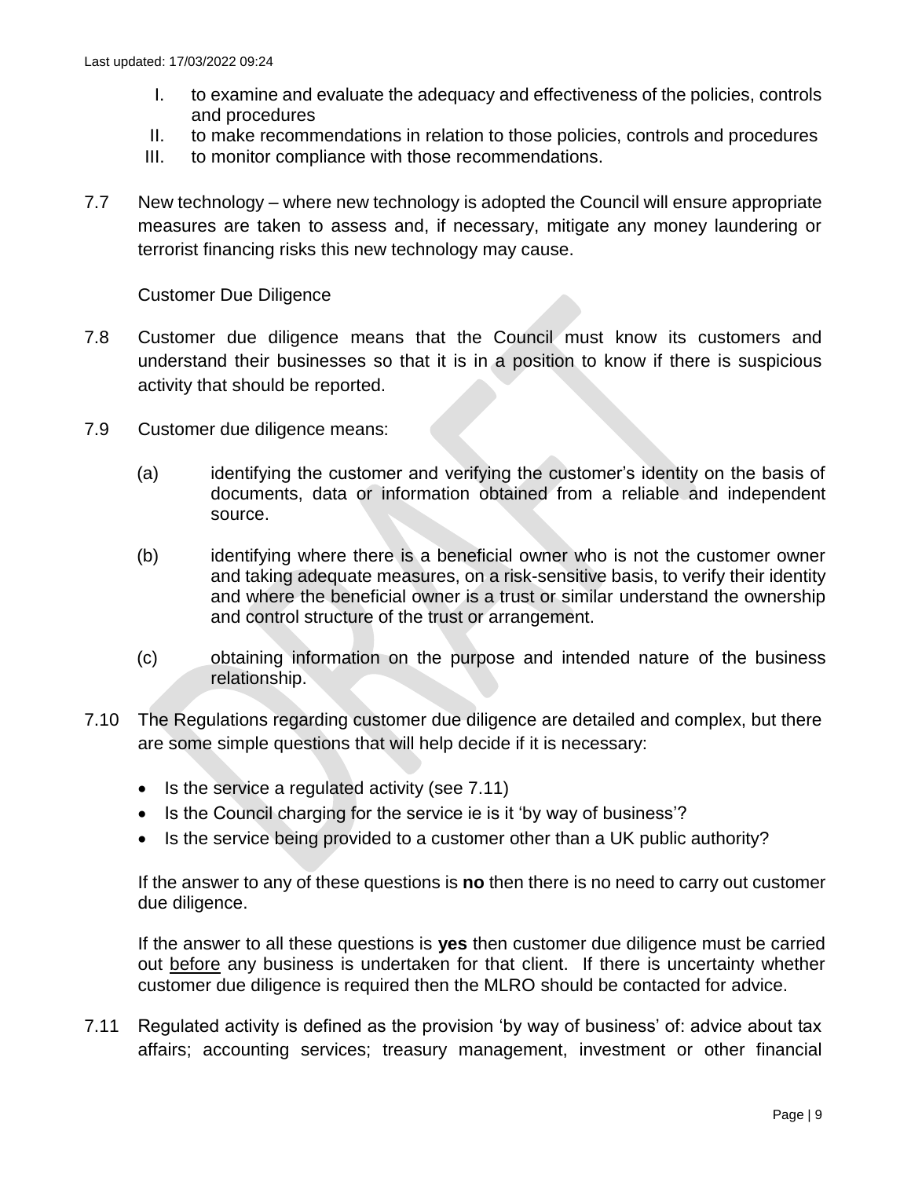I. to examine and evaluate the adequacy and effectiveness of the policies, controls and procedures
II. to make recommendations in relation to those policies, controls and procedures
III. to monitor compliance with those recommendations.

7.7 New technology – where new technology is adopted the Council will ensure appropriate measures are taken to assess and, if necessary, mitigate any money laundering or terrorist financing risks this new technology may cause.

Customer Due Diligence

7.8 Customer due diligence means that the Council must know its customers and understand their businesses so that it is in a position to know if there is suspicious activity that should be reported.

7.9 Customer due diligence means:

(a) identifying the customer and verifying the customer's identity on the basis of documents, data or information obtained from a reliable and independent source.

(b) identifying where there is a beneficial owner who is not the customer owner and taking adequate measures, on a risk-sensitive basis, to verify their identity and where the beneficial owner is a trust or similar understand the ownership and control structure of the trust or arrangement.

(c) obtaining information on the purpose and intended nature of the business relationship.

7.10 The Regulations regarding customer due diligence are detailed and complex, but there are some simple questions that will help decide if it is necessary:

- Is the service a regulated activity (see 7.11)
- Is the Council charging for the service ie is it 'by way of business'?
- Is the service being provided to a customer other than a UK public authority?

If the answer to any of these questions is **no** then there is no need to carry out customer due diligence.

If the answer to all these questions is **yes** then customer due diligence must be carried out <u>before</u> any business is undertaken for that client. If there is uncertainty whether customer due diligence is required then the MLRO should be contacted for advice.

7.11 Regulated activity is defined as the provision 'by way of business' of: advice about tax affairs; accounting services; treasury management, investment or other financial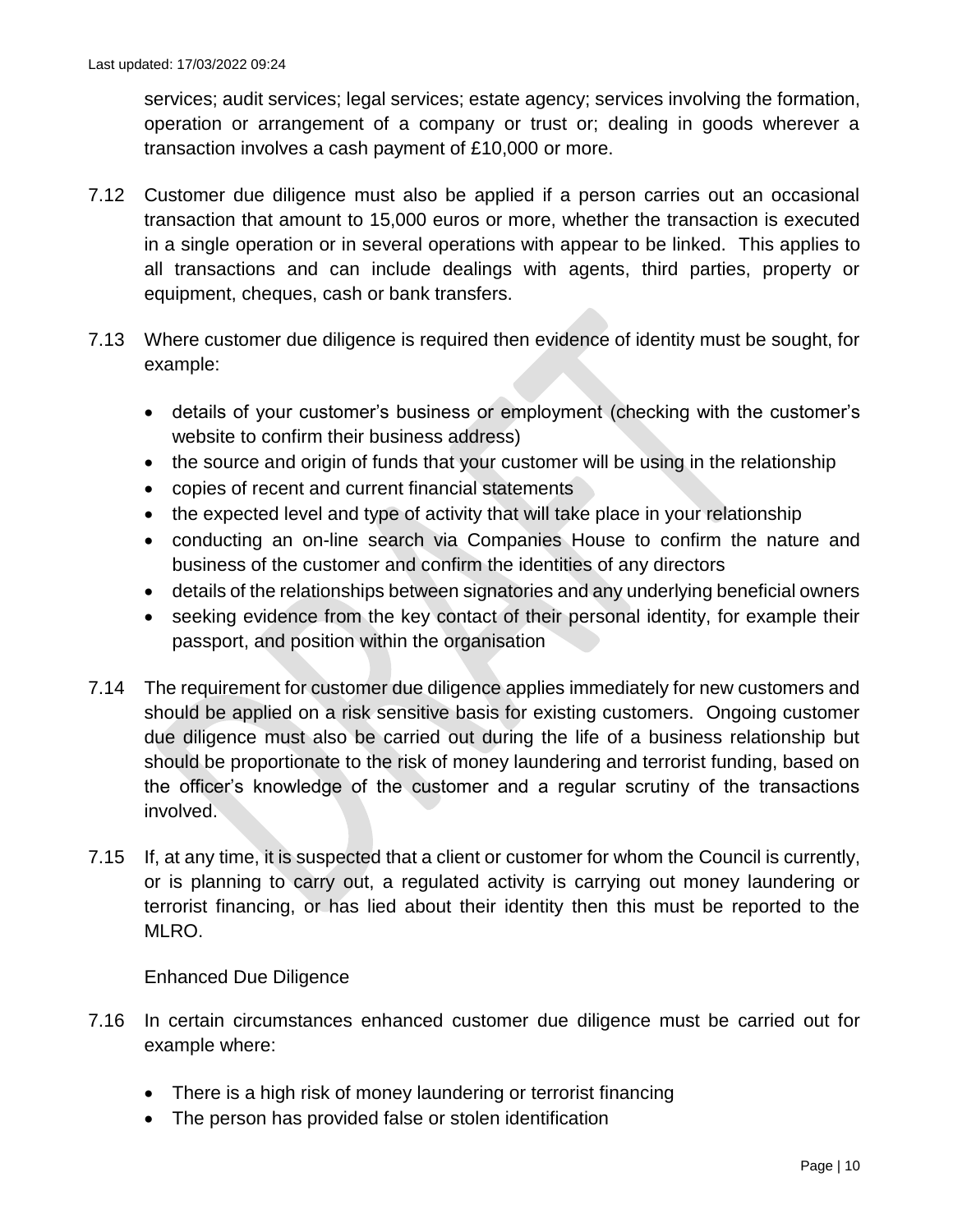services; audit services; legal services; estate agency; services involving the formation, operation or arrangement of a company or trust or; dealing in goods wherever a transaction involves a cash payment of £10,000 or more.

7.12 Customer due diligence must also be applied if a person carries out an occasional transaction that amount to 15,000 euros or more, whether the transaction is executed in a single operation or in several operations with appear to be linked. This applies to all transactions and can include dealings with agents, third parties, property or equipment, cheques, cash or bank transfers.

7.13 Where customer due diligence is required then evidence of identity must be sought, for example:

- details of your customer's business or employment (checking with the customer's website to confirm their business address)
- the source and origin of funds that your customer will be using in the relationship
- copies of recent and current financial statements
- the expected level and type of activity that will take place in your relationship
- conducting an on-line search via Companies House to confirm the nature and business of the customer and confirm the identities of any directors
- details of the relationships between signatories and any underlying beneficial owners
- seeking evidence from the key contact of their personal identity, for example their passport, and position within the organisation

7.14 The requirement for customer due diligence applies immediately for new customers and should be applied on a risk sensitive basis for existing customers. Ongoing customer due diligence must also be carried out during the life of a business relationship but should be proportionate to the risk of money laundering and terrorist funding, based on the officer's knowledge of the customer and a regular scrutiny of the transactions involved.

7.15 If, at any time, it is suspected that a client or customer for whom the Council is currently, or is planning to carry out, a regulated activity is carrying out money laundering or terrorist financing, or has lied about their identity then this must be reported to the MLRO.

### Enhanced Due Diligence

7.16 In certain circumstances enhanced customer due diligence must be carried out for example where:

- There is a high risk of money laundering or terrorist financing
- The person has provided false or stolen identification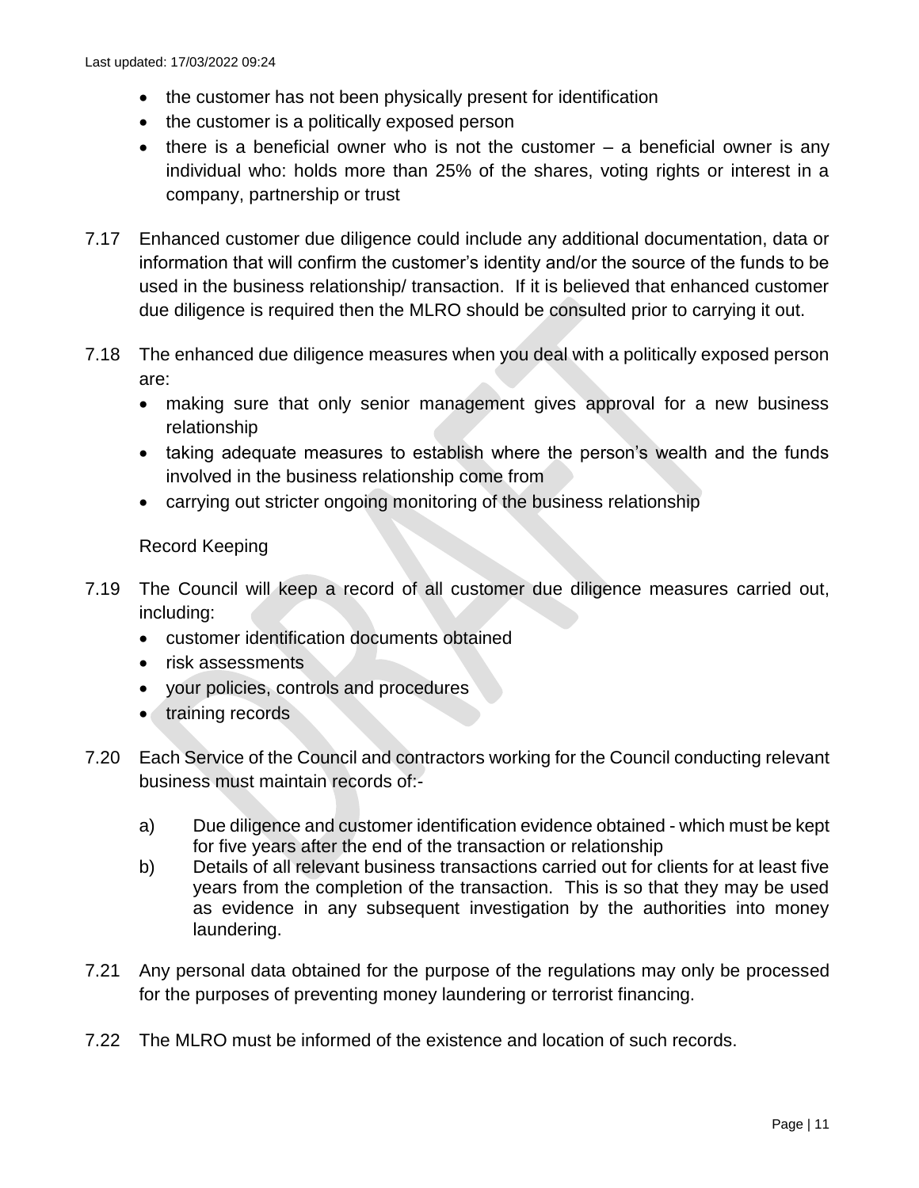- the customer has not been physically present for identification
- the customer is a politically exposed person
- there is a beneficial owner who is not the customer – a beneficial owner is any individual who: holds more than 25% of the shares, voting rights or interest in a company, partnership or trust

7.17 Enhanced customer due diligence could include any additional documentation, data or information that will confirm the customer's identity and/or the source of the funds to be used in the business relationship/ transaction. If it is believed that enhanced customer due diligence is required then the MLRO should be consulted prior to carrying it out.

7.18 The enhanced due diligence measures when you deal with a politically exposed person are:

- making sure that only senior management gives approval for a new business relationship
- taking adequate measures to establish where the person's wealth and the funds involved in the business relationship come from
- carrying out stricter ongoing monitoring of the business relationship

Record Keeping

7.19 The Council will keep a record of all customer due diligence measures carried out, including:

- customer identification documents obtained
- risk assessments
- your policies, controls and procedures
- training records

7.20 Each Service of the Council and contractors working for the Council conducting relevant business must maintain records of:-

a) Due diligence and customer identification evidence obtained - which must be kept for five years after the end of the transaction or relationship

b) Details of all relevant business transactions carried out for clients for at least five years from the completion of the transaction. This is so that they may be used as evidence in any subsequent investigation by the authorities into money laundering.

7.21 Any personal data obtained for the purpose of the regulations may only be processed for the purposes of preventing money laundering or terrorist financing.

7.22 The MLRO must be informed of the existence and location of such records.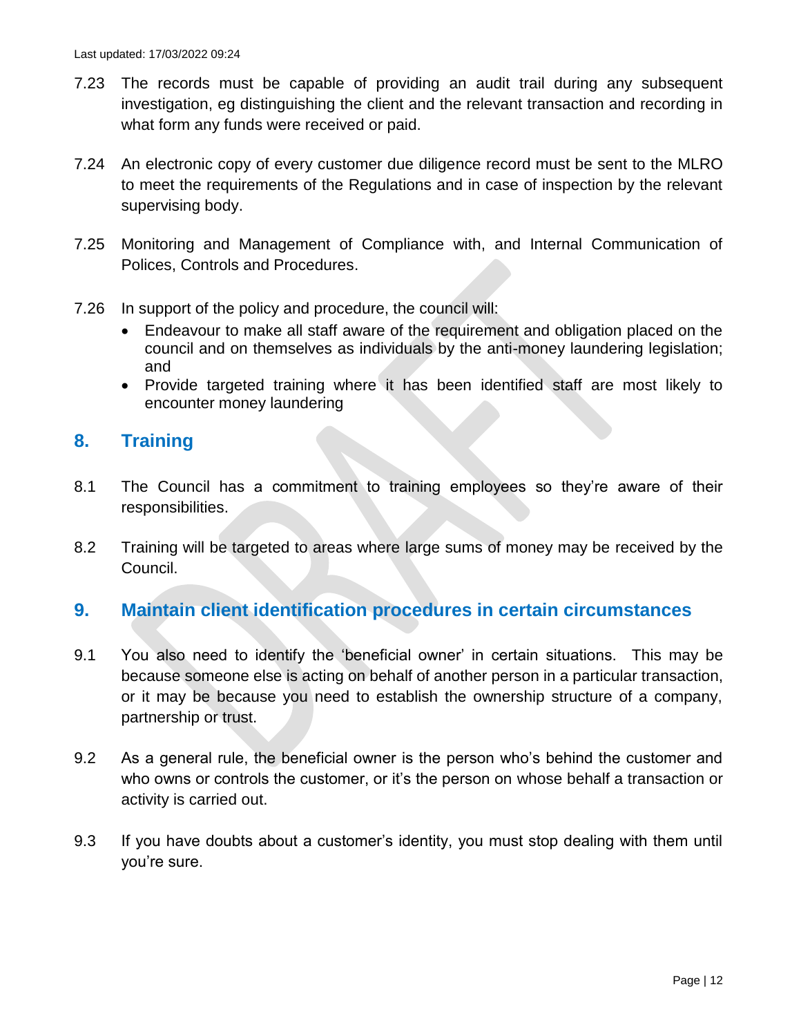7.23 The records must be capable of providing an audit trail during any subsequent investigation, eg distinguishing the client and the relevant transaction and recording in what form any funds were received or paid.

7.24 An electronic copy of every customer due diligence record must be sent to the MLRO to meet the requirements of the Regulations and in case of inspection by the relevant supervising body.

7.25 Monitoring and Management of Compliance with, and Internal Communication of Polices, Controls and Procedures.

7.26 In support of the policy and procedure, the council will:

- Endeavour to make all staff aware of the requirement and obligation placed on the council and on themselves as individuals by the anti-money laundering legislation; and
- Provide targeted training where it has been identified staff are most likely to encounter money laundering

## 8. Training

8.1 The Council has a commitment to training employees so they're aware of their responsibilities.

8.2 Training will be targeted to areas where large sums of money may be received by the Council.

## 9. Maintain client identification procedures in certain circumstances

9.1 You also need to identify the 'beneficial owner' in certain situations. This may be because someone else is acting on behalf of another person in a particular transaction, or it may be because you need to establish the ownership structure of a company, partnership or trust.

9.2 As a general rule, the beneficial owner is the person who's behind the customer and who owns or controls the customer, or it's the person on whose behalf a transaction or activity is carried out.

9.3 If you have doubts about a customer's identity, you must stop dealing with them until you're sure.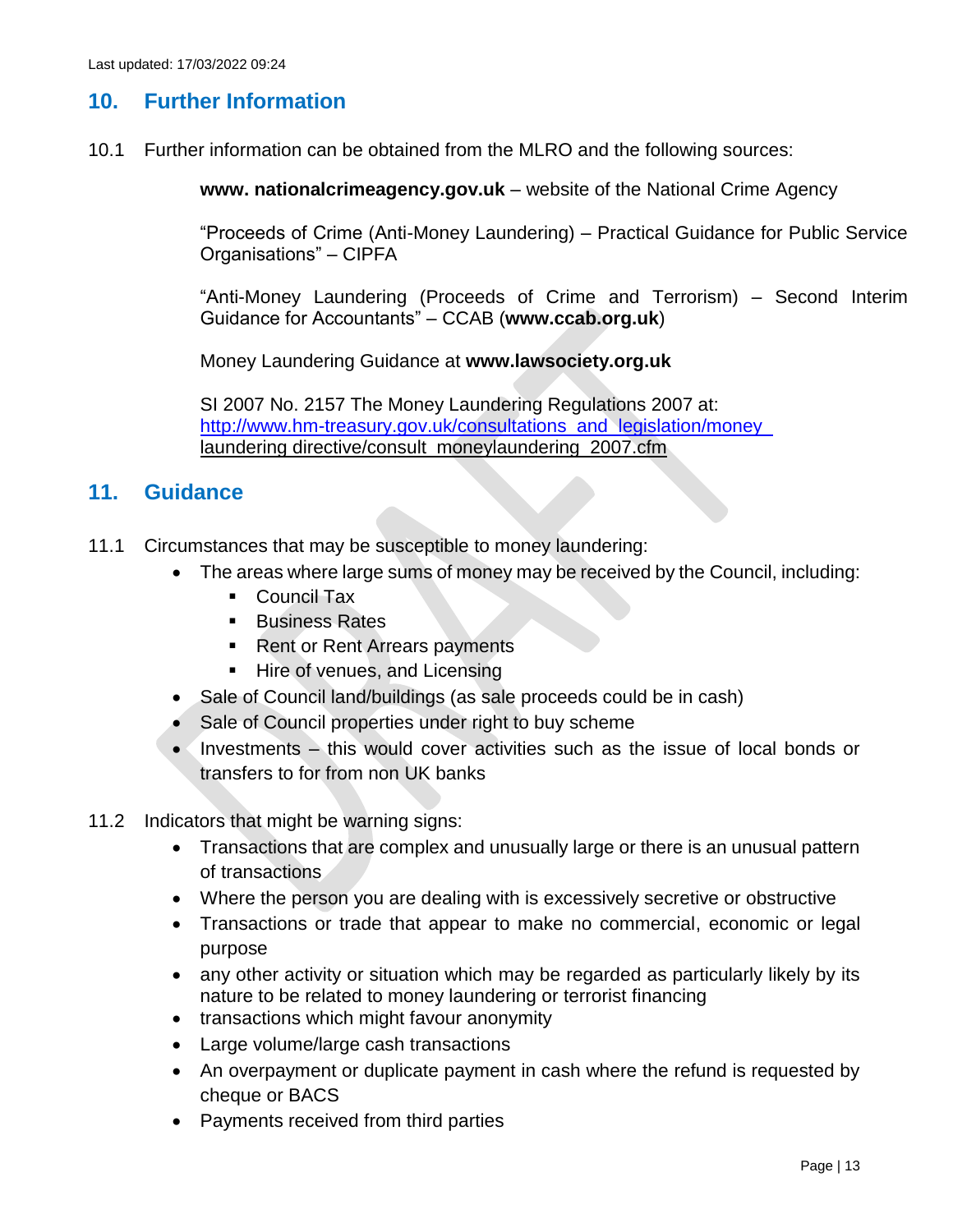## 10. Further Information

10.1 Further information can be obtained from the MLRO and the following sources:

**www. nationalcrimeagency.gov.uk** – website of the National Crime Agency

"Proceeds of Crime (Anti-Money Laundering) – Practical Guidance for Public Service Organisations" – CIPFA

"Anti-Money Laundering (Proceeds of Crime and Terrorism) – Second Interim Guidance for Accountants" – CCAB (**www.ccab.org.uk**)

Money Laundering Guidance at **www.lawsociety.org.uk**

SI 2007 No. 2157 The Money Laundering Regulations 2007 at: http://www.hm-treasury.gov.uk/consultations_and_legislation/money_laundering_directive/consult_moneylaundering_2007.cfm

## 11. Guidance

11.1 Circumstances that may be susceptible to money laundering:

- The areas where large sums of money may be received by the Council, including:
  - Council Tax
  - Business Rates
  - Rent or Rent Arrears payments
  - Hire of venues, and Licensing
- Sale of Council land/buildings (as sale proceeds could be in cash)
- Sale of Council properties under right to buy scheme
- Investments – this would cover activities such as the issue of local bonds or transfers to for from non UK banks

11.2 Indicators that might be warning signs:

- Transactions that are complex and unusually large or there is an unusual pattern of transactions
- Where the person you are dealing with is excessively secretive or obstructive
- Transactions or trade that appear to make no commercial, economic or legal purpose
- any other activity or situation which may be regarded as particularly likely by its nature to be related to money laundering or terrorist financing
- transactions which might favour anonymity
- Large volume/large cash transactions
- An overpayment or duplicate payment in cash where the refund is requested by cheque or BACS
- Payments received from third parties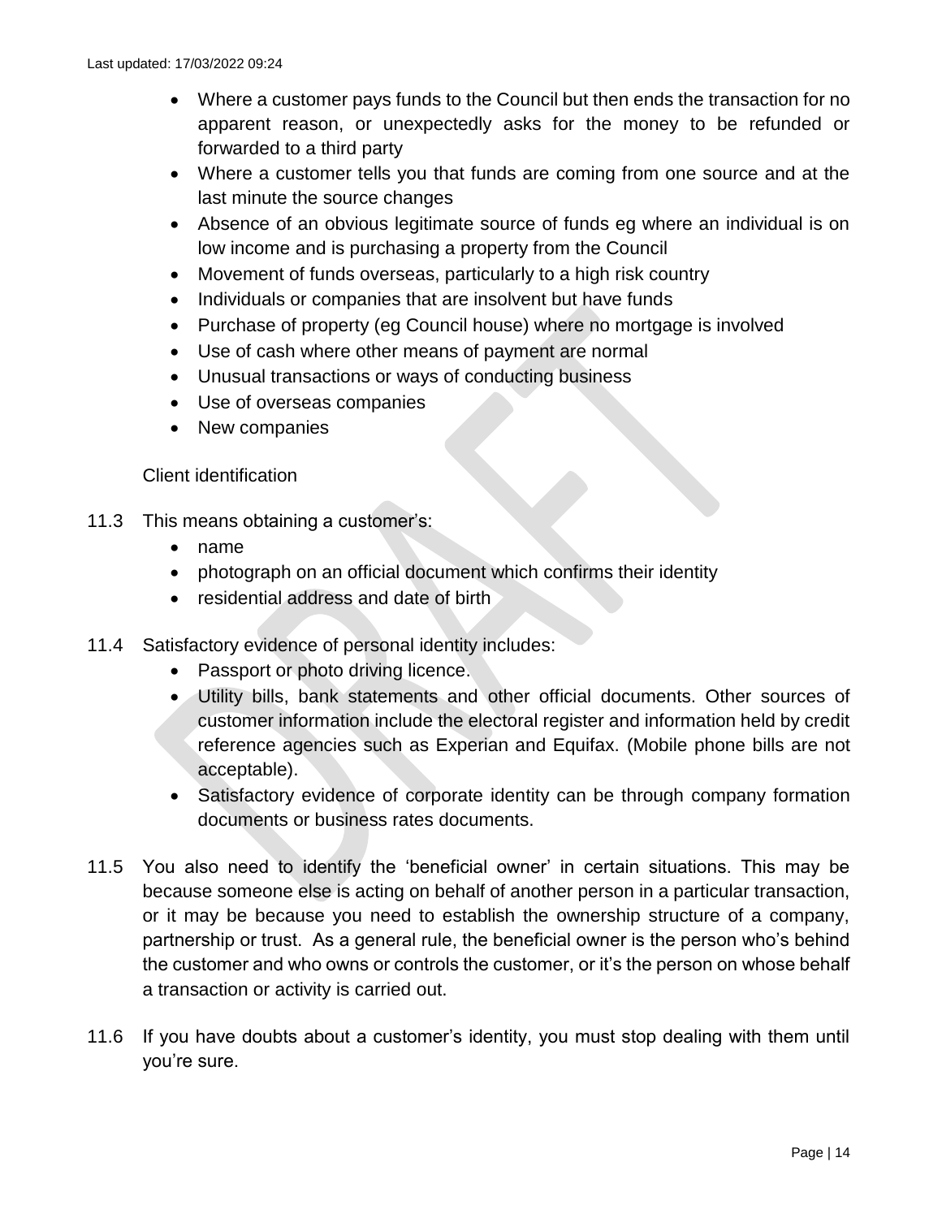- Where a customer pays funds to the Council but then ends the transaction for no apparent reason, or unexpectedly asks for the money to be refunded or forwarded to a third party
- Where a customer tells you that funds are coming from one source and at the last minute the source changes
- Absence of an obvious legitimate source of funds eg where an individual is on low income and is purchasing a property from the Council
- Movement of funds overseas, particularly to a high risk country
- Individuals or companies that are insolvent but have funds
- Purchase of property (eg Council house) where no mortgage is involved
- Use of cash where other means of payment are normal
- Unusual transactions or ways of conducting business
- Use of overseas companies
- New companies

Client identification

11.3 This means obtaining a customer's:

- name
- photograph on an official document which confirms their identity
- residential address and date of birth

11.4 Satisfactory evidence of personal identity includes:

- Passport or photo driving licence.
- Utility bills, bank statements and other official documents. Other sources of customer information include the electoral register and information held by credit reference agencies such as Experian and Equifax. (Mobile phone bills are not acceptable).
- Satisfactory evidence of corporate identity can be through company formation documents or business rates documents.

11.5 You also need to identify the 'beneficial owner' in certain situations. This may be because someone else is acting on behalf of another person in a particular transaction, or it may be because you need to establish the ownership structure of a company, partnership or trust. As a general rule, the beneficial owner is the person who's behind the customer and who owns or controls the customer, or it's the person on whose behalf a transaction or activity is carried out.

11.6 If you have doubts about a customer's identity, you must stop dealing with them until you're sure.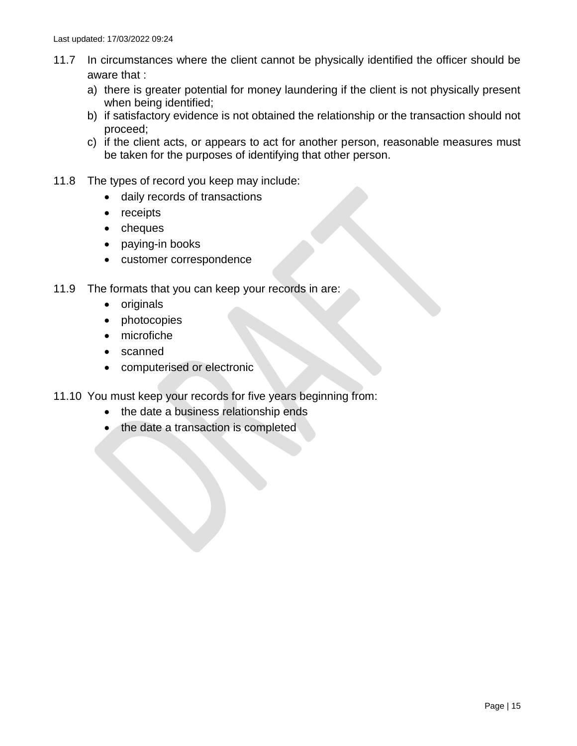11.7 In circumstances where the client cannot be physically identified the officer should be aware that :

a) there is greater potential for money laundering if the client is not physically present when being identified;

b) if satisfactory evidence is not obtained the relationship or the transaction should not proceed;

c) if the client acts, or appears to act for another person, reasonable measures must be taken for the purposes of identifying that other person.

11.8 The types of record you keep may include:

- daily records of transactions
- receipts
- cheques
- paying-in books
- customer correspondence

11.9 The formats that you can keep your records in are:

- originals
- photocopies
- microfiche
- scanned
- computerised or electronic

11.10 You must keep your records for five years beginning from:

- the date a business relationship ends
- the date a transaction is completed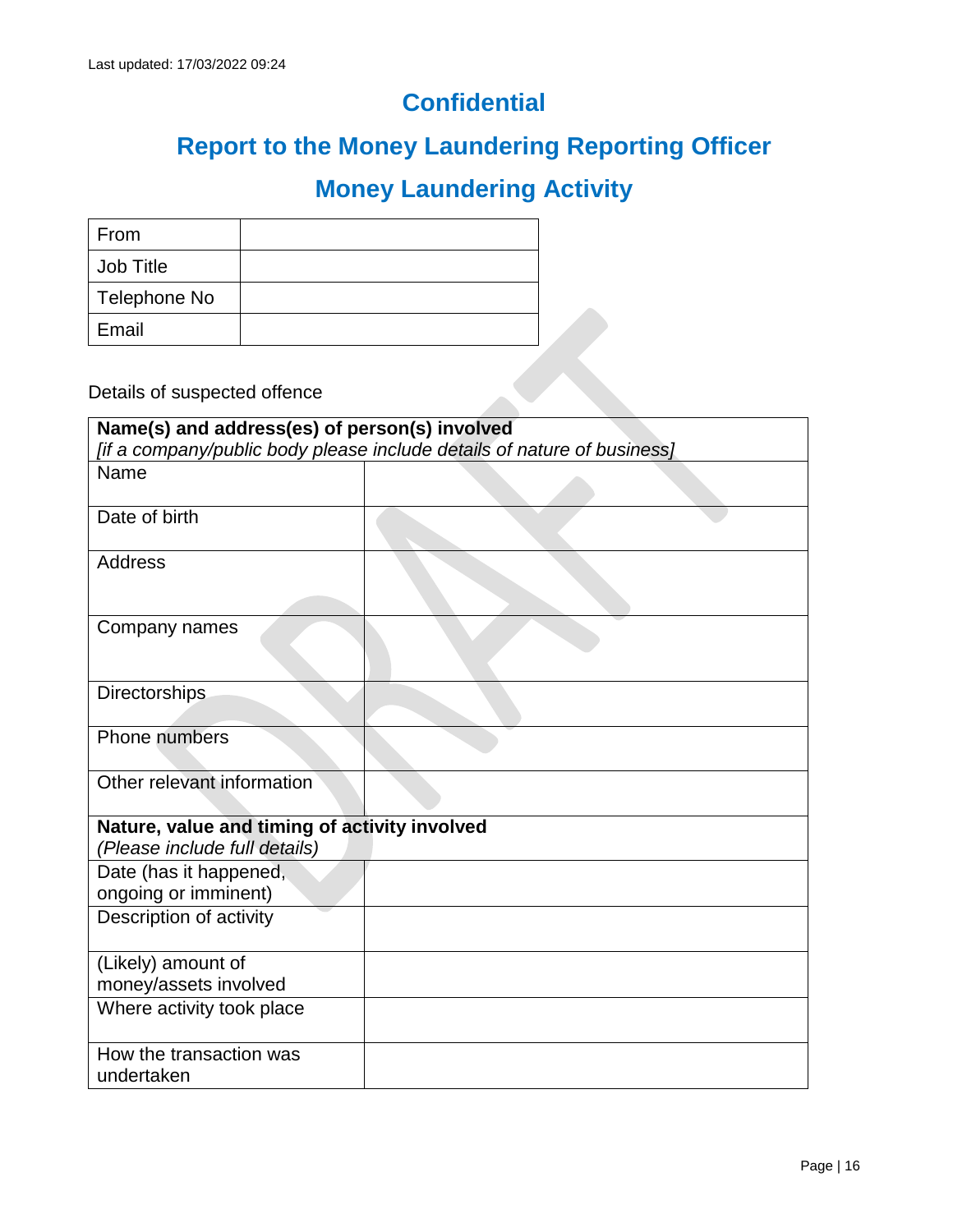Last updated: 17/03/2022 09:24

# Confidential

## Report to the Money Laundering Reporting Officer

## Money Laundering Activity

| From | |
|---|---|
| Job Title | |
| Telephone No | |
| Email | |

Details of suspected offence

| **Name(s) and address(es) of person(s) involved** *[if a company/public body please include details of nature of business]* | |
|---|---|
| Name | |
| Date of birth | |
| Address | |
| Company names | |
| Directorships | |
| Phone numbers | |
| Other relevant information | |
| **Nature, value and timing of activity involved** *(Please include full details)* | |
| Date (has it happened, ongoing or imminent) | |
| Description of activity | |
| (Likely) amount of money/assets involved | |
| Where activity took place | |
| How the transaction was undertaken | |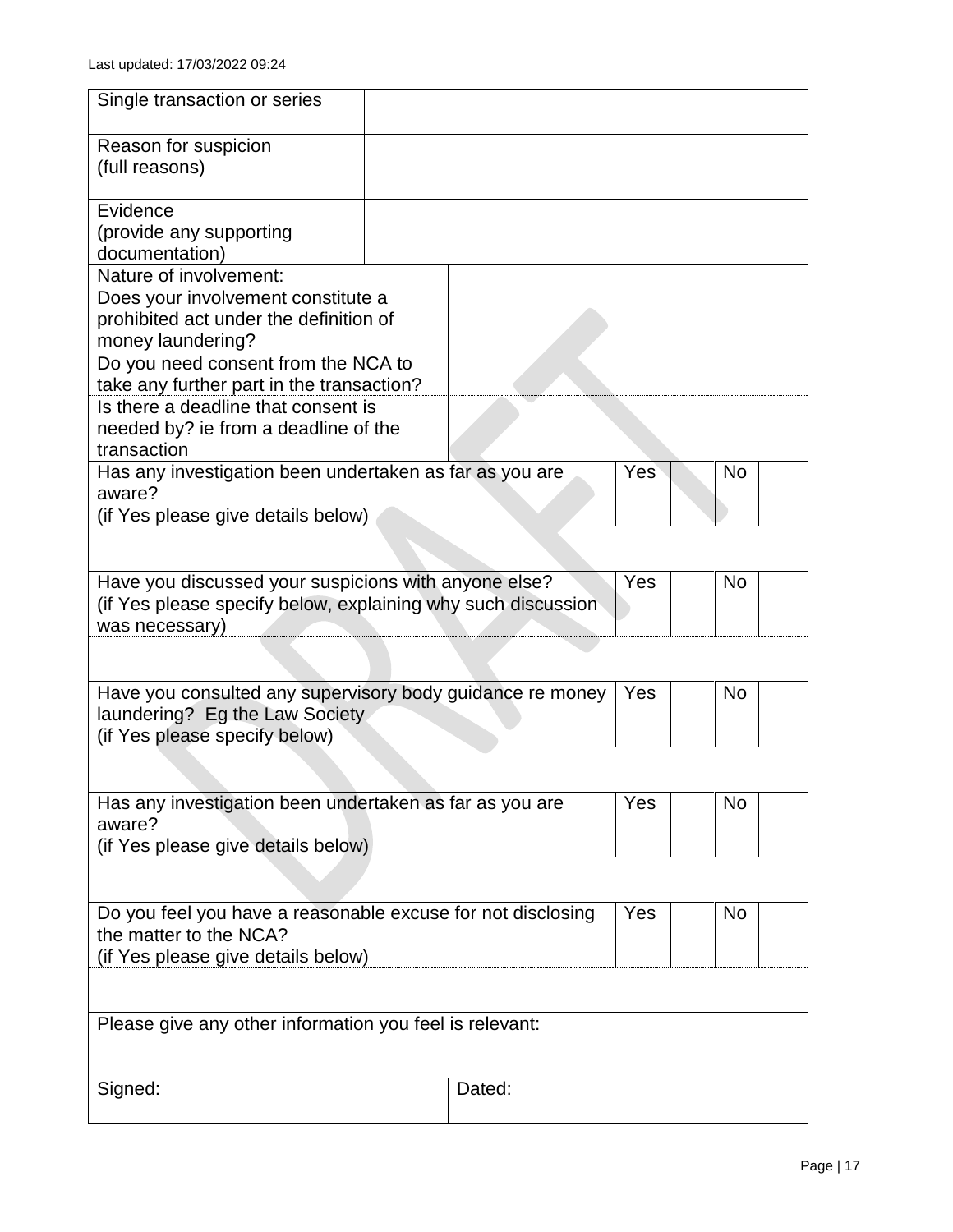| | |
|---|---|
| Single transaction or series | |
| Reason for suspicion<br>(full reasons) | |
| Evidence<br>(provide any supporting documentation) | |
| Nature of involvement: | |
| Does your involvement constitute a prohibited act under the definition of money laundering? | |
| Do you need consent from the NCA to take any further part in the transaction? | |
| Is there a deadline that consent is needed by? ie from a deadline of the transaction | |

| | | | | |
|---|---|---|---|---|
| Has any investigation been undertaken as far as you are aware?<br>(if Yes please give details below) | Yes | | No | |
| | | | | |
| Have you discussed your suspicions with anyone else?<br>(if Yes please specify below, explaining why such discussion was necessary) | Yes | | No | |
| | | | | |
| Have you consulted any supervisory body guidance re money laundering? Eg the Law Society<br>(if Yes please specify below) | Yes | | No | |
| | | | | |
| Has any investigation been undertaken as far as you are aware?<br>(if Yes please give details below) | Yes | | No | |
| | | | | |
| Do you feel you have a reasonable excuse for not disclosing the matter to the NCA?<br>(if Yes please give details below) | Yes | | No | |
| | | | | |

| |
|---|
| Please give any other information you feel is relevant: |

| | |
|---|---|
| Signed: | Dated: |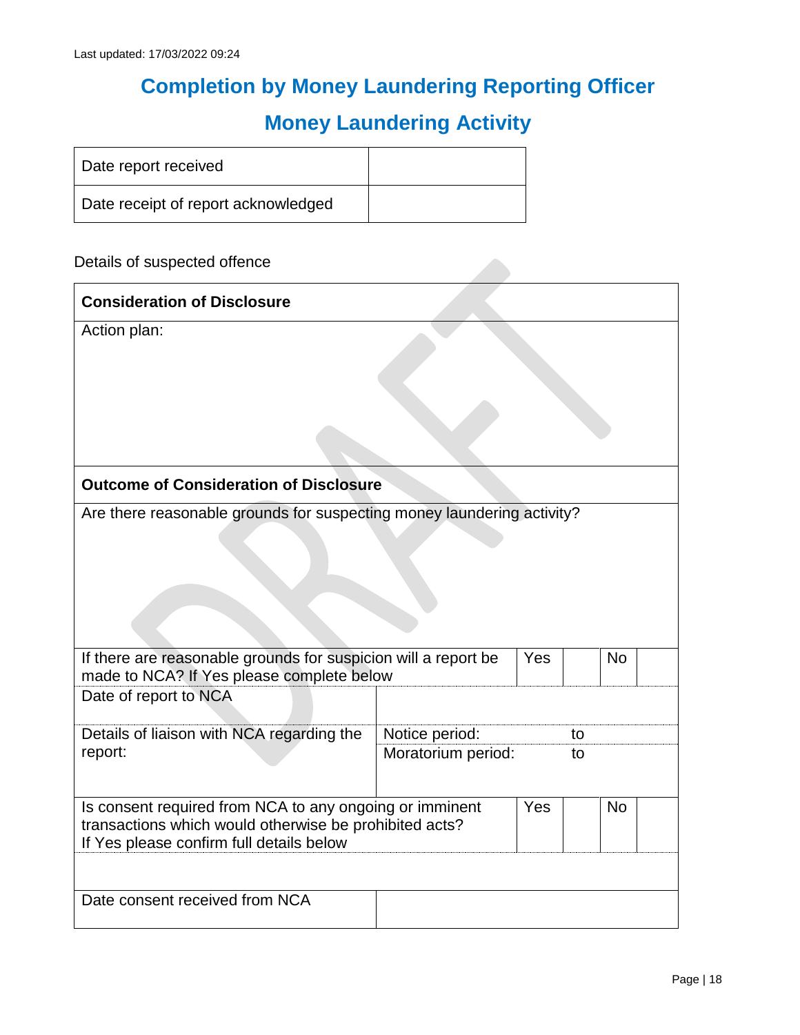Last updated: 17/03/2022 09:24

# Completion by Money Laundering Reporting Officer

## Money Laundering Activity

| Date report received | |
|---|---|
| Date receipt of report acknowledged | |

Details of suspected offence

| **Consideration of Disclosure** | | | | | |
|---|---|---|---|---|---|
| Action plan: | | | | | |
| **Outcome of Consideration of Disclosure** | | | | | |
| Are there reasonable grounds for suspecting money laundering activity? | | | | | |
| If there are reasonable grounds for suspicion will a report be made to NCA? If Yes please complete below | | Yes | | No | |
| Date of report to NCA | | | | | |
| Details of liaison with NCA regarding the report: | Notice period: to | | | | |
| | Moratorium period: to | | | | |
| Is consent required from NCA to any ongoing or imminent transactions which would otherwise be prohibited acts? If Yes please confirm full details below | | Yes | | No | |
| | | | | | |
| Date consent received from NCA | | | | | |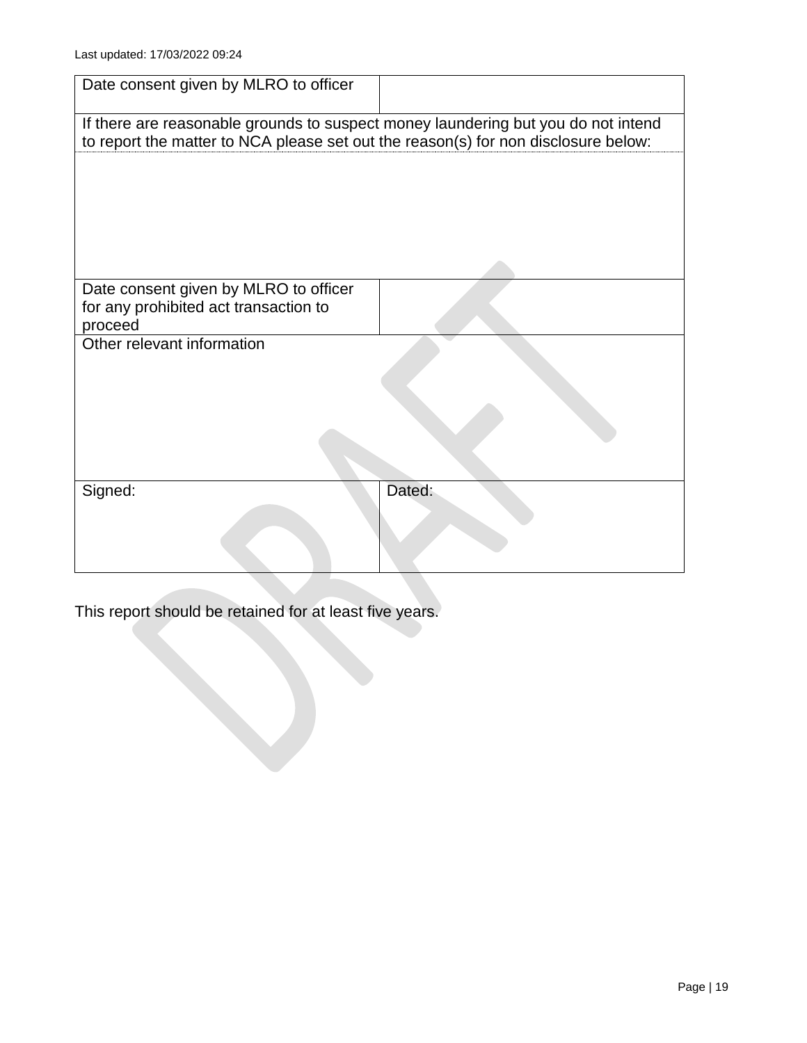| | |
|---|---|
| Date consent given by MLRO to officer | |
| If there are reasonable grounds to suspect money laundering but you do not intend to report the matter to NCA please set out the reason(s) for non disclosure below: | |
| | |
| Date consent given by MLRO to officer for any prohibited act transaction to proceed | |
| Other relevant information | |
| Signed: | Dated: |

This report should be retained for at least five years.